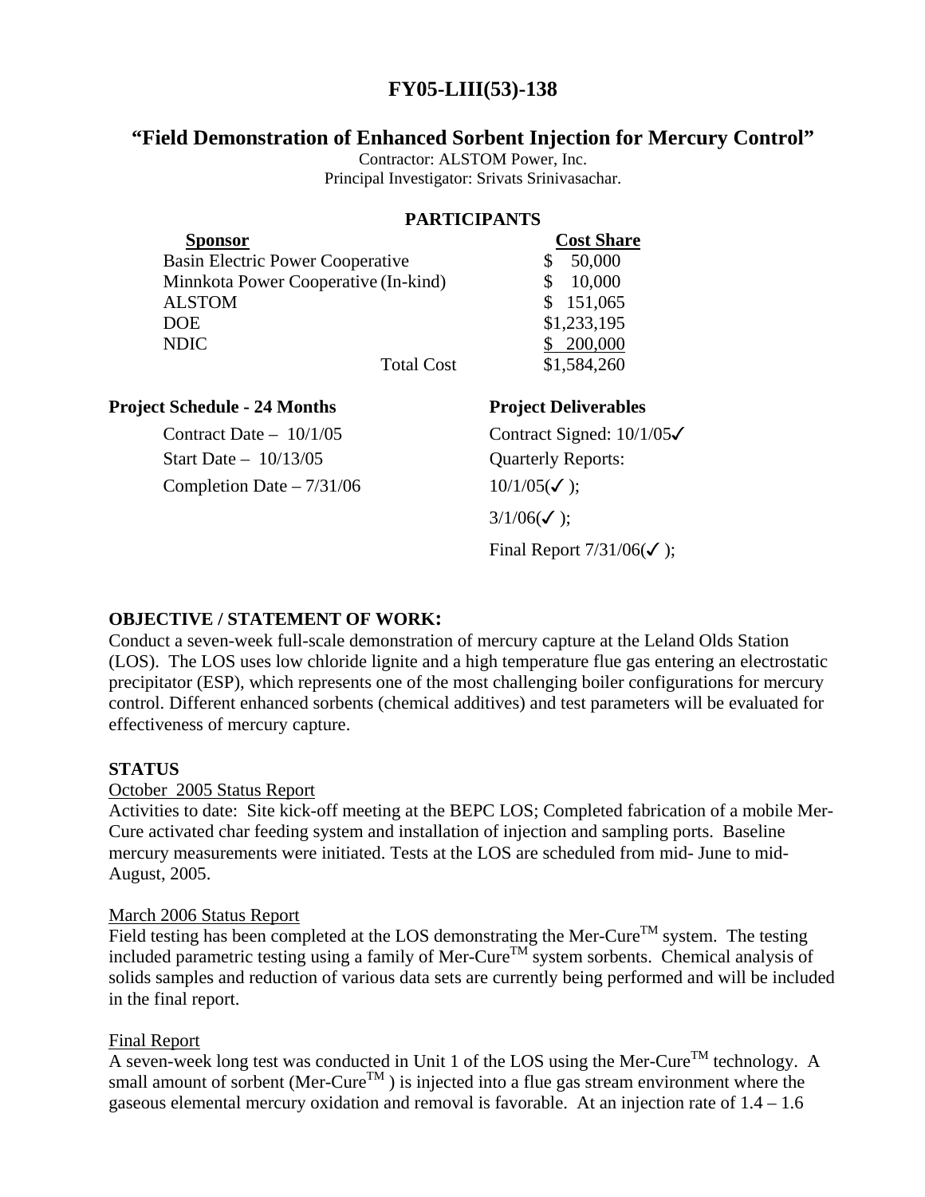# FY05-LIII(53)-138

## "Field Demonstration of Enhanced Sorbent Injection for Mercury Control"

Contractor: ALSTOM Power, Inc.
Principal Investigator: Srivats Srinivasachar.

### PARTICIPANTS

| Sponsor | Cost Share |
|---|---|
| Basin Electric Power Cooperative | \$ 50,000 |
| Minnkota Power Cooperative (In-kind) | \$ 10,000 |
| ALSTOM | \$ 151,065 |
| DOE | \$1,233,195 |
| NDIC | \$ 200,000 |
| Total Cost | \$1,584,260 |

**Project Schedule - 24 Months**

Contract Date – 10/1/05
Start Date – 10/13/05
Completion Date – 7/31/06

**Project Deliverables**

Contract Signed: 10/1/05✓
Quarterly Reports:
10/1/05(✓ );
3/1/06(✓ );
Final Report 7/31/06(✓ );

**OBJECTIVE / STATEMENT OF WORK:**

Conduct a seven-week full-scale demonstration of mercury capture at the Leland Olds Station (LOS). The LOS uses low chloride lignite and a high temperature flue gas entering an electrostatic precipitator (ESP), which represents one of the most challenging boiler configurations for mercury control. Different enhanced sorbents (chemical additives) and test parameters will be evaluated for effectiveness of mercury capture.

**STATUS**

October 2005 Status Report

Activities to date: Site kick-off meeting at the BEPC LOS; Completed fabrication of a mobile Mer-Cure activated char feeding system and installation of injection and sampling ports. Baseline mercury measurements were initiated. Tests at the LOS are scheduled from mid- June to mid-August, 2005.

March 2006 Status Report

Field testing has been completed at the LOS demonstrating the Mer-Cure™ system. The testing included parametric testing using a family of Mer-Cure™ system sorbents. Chemical analysis of solids samples and reduction of various data sets are currently being performed and will be included in the final report.

Final Report

A seven-week long test was conducted in Unit 1 of the LOS using the Mer-Cure™ technology. A small amount of sorbent (Mer-Cure™ ) is injected into a flue gas stream environment where the gaseous elemental mercury oxidation and removal is favorable. At an injection rate of 1.4 – 1.6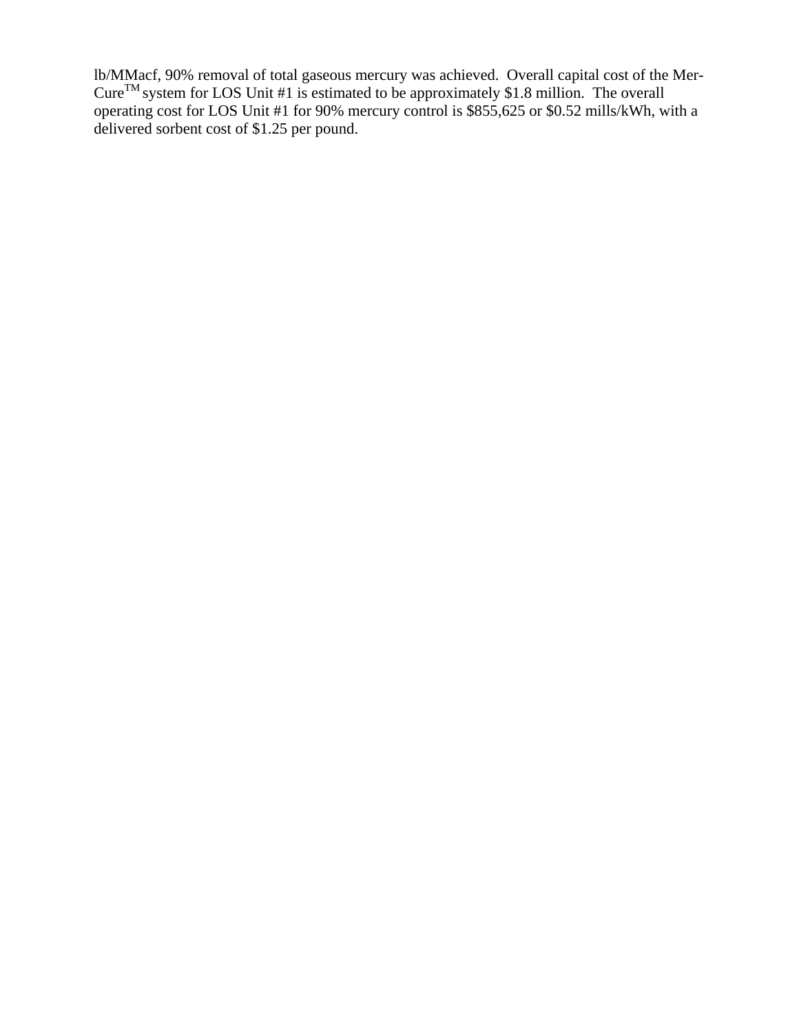lb/MMacf, 90% removal of total gaseous mercury was achieved. Overall capital cost of the Mer-Cure™ system for LOS Unit #1 is estimated to be approximately $1.8 million. The overall operating cost for LOS Unit #1 for 90% mercury control is $855,625 or $0.52 mills/kWh, with a delivered sorbent cost of $1.25 per pound.